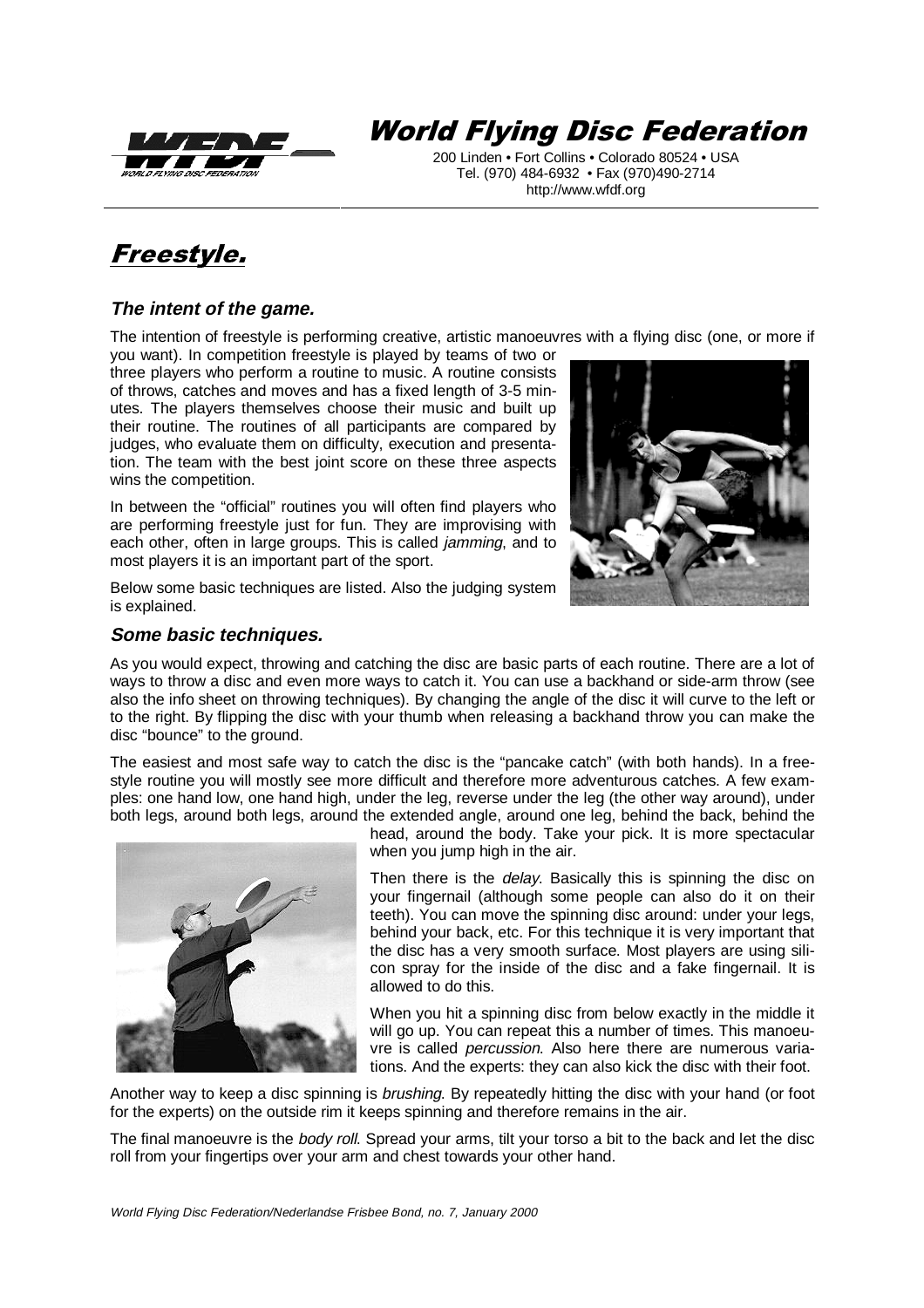# World Flying Disc Federation

200 Linden • Fort Collins • Colorado 80524 • USA
Tel. (970) 484-6932 • Fax (970)490-2714
http://www.wfdf.org

# Freestyle.

### The intent of the game.

The intention of freestyle is performing creative, artistic manoeuvres with a flying disc (one, or more if you want). In competition freestyle is played by teams of two or three players who perform a routine to music. A routine consists of throws, catches and moves and has a fixed length of 3-5 minutes. The players themselves choose their music and built up their routine. The routines of all participants are compared by judges, who evaluate them on difficulty, execution and presentation. The team with the best joint score on these three aspects wins the competition.

In between the "official" routines you will often find players who are performing freestyle just for fun. They are improvising with each other, often in large groups. This is called *jamming*, and to most players it is an important part of the sport.

Below some basic techniques are listed. Also the judging system is explained.

### Some basic techniques.

As you would expect, throwing and catching the disc are basic parts of each routine. There are a lot of ways to throw a disc and even more ways to catch it. You can use a backhand or side-arm throw (see also the info sheet on throwing techniques). By changing the angle of the disc it will curve to the left or to the right. By flipping the disc with your thumb when releasing a backhand throw you can make the disc "bounce" to the ground.

The easiest and most safe way to catch the disc is the "pancake catch" (with both hands). In a freestyle routine you will mostly see more difficult and therefore more adventurous catches. A few examples: one hand low, one hand high, under the leg, reverse under the leg (the other way around), under both legs, around both legs, around the extended angle, around one leg, behind the back, behind the head, around the body. Take your pick. It is more spectacular when you jump high in the air.

Then there is the *delay*. Basically this is spinning the disc on your fingernail (although some people can also do it on their teeth). You can move the spinning disc around: under your legs, behind your back, etc. For this technique it is very important that the disc has a very smooth surface. Most players are using silicon spray for the inside of the disc and a fake fingernail. It is allowed to do this.

When you hit a spinning disc from below exactly in the middle it will go up. You can repeat this a number of times. This manoeuvre is called *percussion*. Also here there are numerous variations. And the experts: they can also kick the disc with their foot.

Another way to keep a disc spinning is *brushing*. By repeatedly hitting the disc with your hand (or foot for the experts) on the outside rim it keeps spinning and therefore remains in the air.

The final manoeuvre is the *body roll*. Spread your arms, tilt your torso a bit to the back and let the disc roll from your fingertips over your arm and chest towards your other hand.

*World Flying Disc Federation/Nederlandse Frisbee Bond, no. 7, January 2000*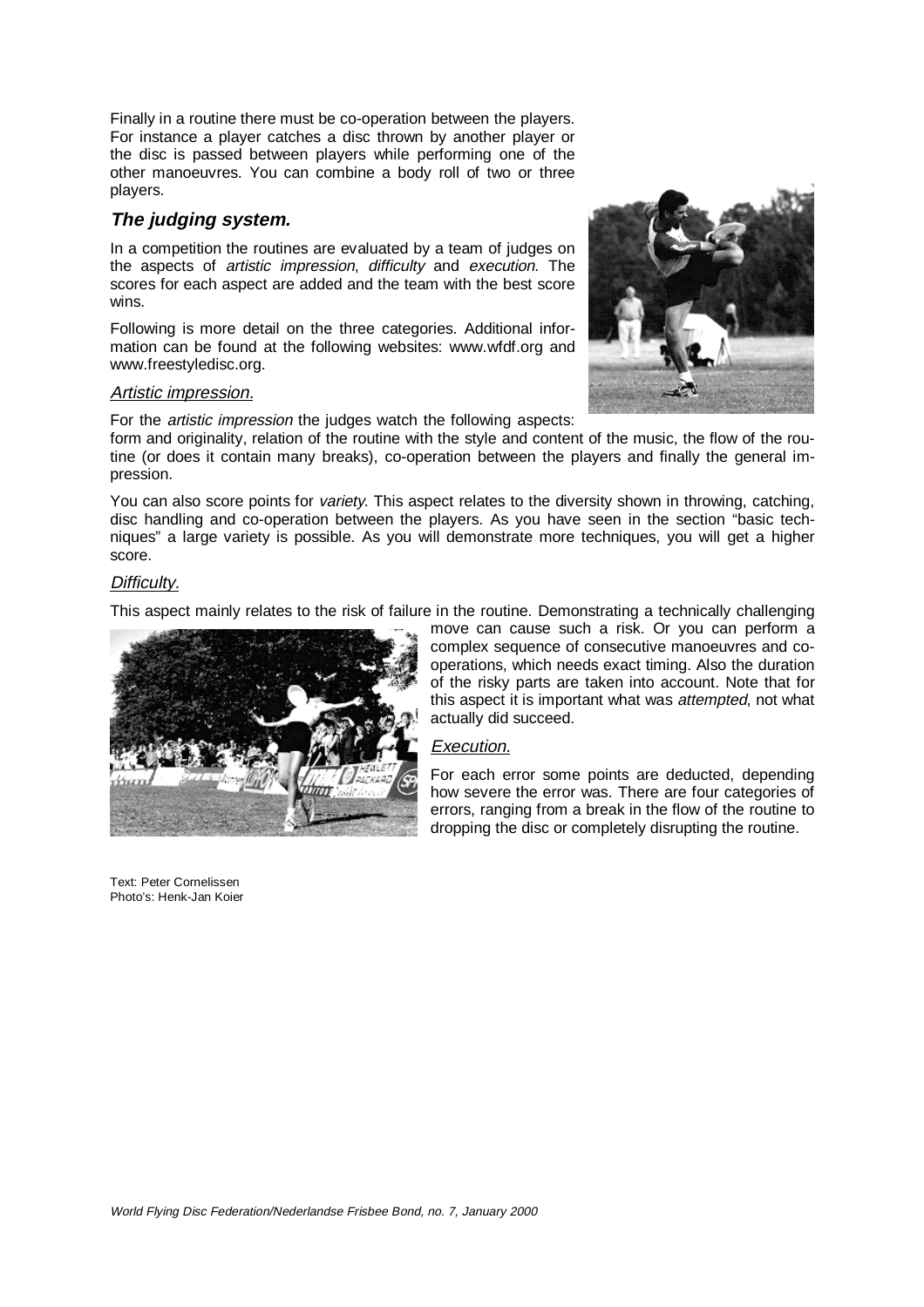Finally in a routine there must be co-operation between the players. For instance a player catches a disc thrown by another player or the disc is passed between players while performing one of the other manoeuvres. You can combine a body roll of two or three players.

## *The judging system.*

In a competition the routines are evaluated by a team of judges on the aspects of *artistic impression*, *difficulty* and *execution*. The scores for each aspect are added and the team with the best score wins.

Following is more detail on the three categories. Additional information can be found at the following websites: www.wfdf.org and www.freestyledisc.org.

### *Artistic impression.*

For the *artistic impression* the judges watch the following aspects: form and originality, relation of the routine with the style and content of the music, the flow of the routine (or does it contain many breaks), co-operation between the players and finally the general impression.

You can also score points for *variety*. This aspect relates to the diversity shown in throwing, catching, disc handling and co-operation between the players. As you have seen in the section "basic techniques" a large variety is possible. As you will demonstrate more techniques, you will get a higher score.

### *Difficulty.*

This aspect mainly relates to the risk of failure in the routine. Demonstrating a technically challenging move can cause such a risk. Or you can perform a complex sequence of consecutive manoeuvres and co-operations, which needs exact timing. Also the duration of the risky parts are taken into account. Note that for this aspect it is important what was *attempted*, not what actually did succeed.

### *Execution.*

For each error some points are deducted, depending how severe the error was. There are four categories of errors, ranging from a break in the flow of the routine to dropping the disc or completely disrupting the routine.

Text: Peter Cornelissen
Photo's: Henk-Jan Koier

*World Flying Disc Federation/Nederlandse Frisbee Bond, no. 7, January 2000*